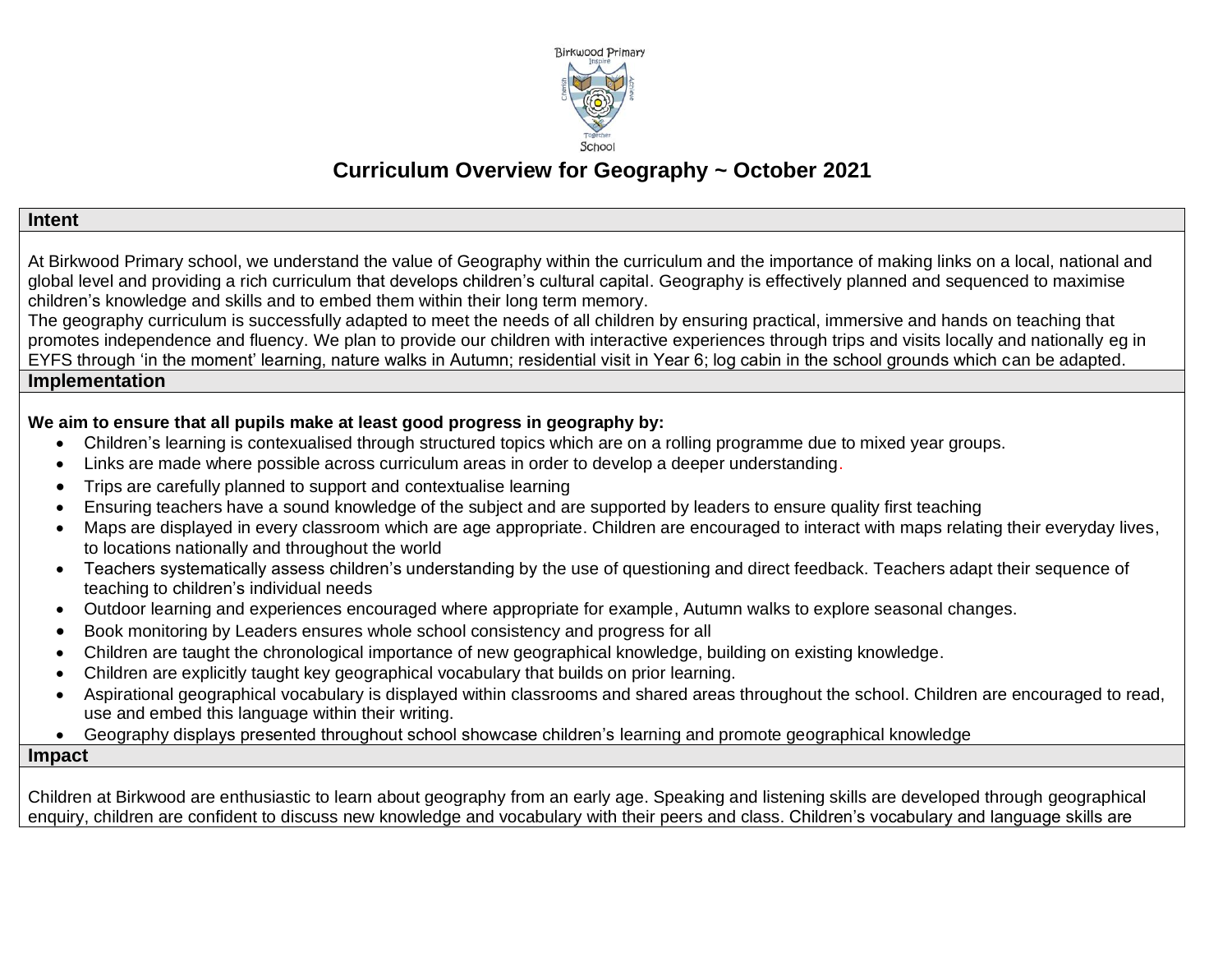# Curriculum Overview for Geography ~ October 2021

## Intent

At Birkwood Primary school, we understand the value of Geography within the curriculum and the importance of making links on a local, national and global level and providing a rich curriculum that develops children's cultural capital. Geography is effectively planned and sequenced to maximise children's knowledge and skills and to embed them within their long term memory.
The geography curriculum is successfully adapted to meet the needs of all children by ensuring practical, immersive and hands on teaching that promotes independence and fluency. We plan to provide our children with interactive experiences through trips and visits locally and nationally eg in EYFS through 'in the moment' learning, nature walks in Autumn; residential visit in Year 6; log cabin in the school grounds which can be adapted.

## Implementation

**We aim to ensure that all pupils make at least good progress in geography by:**

- Children's learning is contexualised through structured topics which are on a rolling programme due to mixed year groups.
- Links are made where possible across curriculum areas in order to develop a deeper understanding.
- Trips are carefully planned to support and contextualise learning
- Ensuring teachers have a sound knowledge of the subject and are supported by leaders to ensure quality first teaching
- Maps are displayed in every classroom which are age appropriate. Children are encouraged to interact with maps relating their everyday lives, to locations nationally and throughout the world
- Teachers systematically assess children's understanding by the use of questioning and direct feedback. Teachers adapt their sequence of teaching to children's individual needs
- Outdoor learning and experiences encouraged where appropriate for example, Autumn walks to explore seasonal changes.
- Book monitoring by Leaders ensures whole school consistency and progress for all
- Children are taught the chronological importance of new geographical knowledge, building on existing knowledge.
- Children are explicitly taught key geographical vocabulary that builds on prior learning.
- Aspirational geographical vocabulary is displayed within classrooms and shared areas throughout the school. Children are encouraged to read, use and embed this language within their writing.
- Geography displays presented throughout school showcase children's learning and promote geographical knowledge

## Impact

Children at Birkwood are enthusiastic to learn about geography from an early age. Speaking and listening skills are developed through geographical enquiry, children are confident to discuss new knowledge and vocabulary with their peers and class. Children's vocabulary and language skills are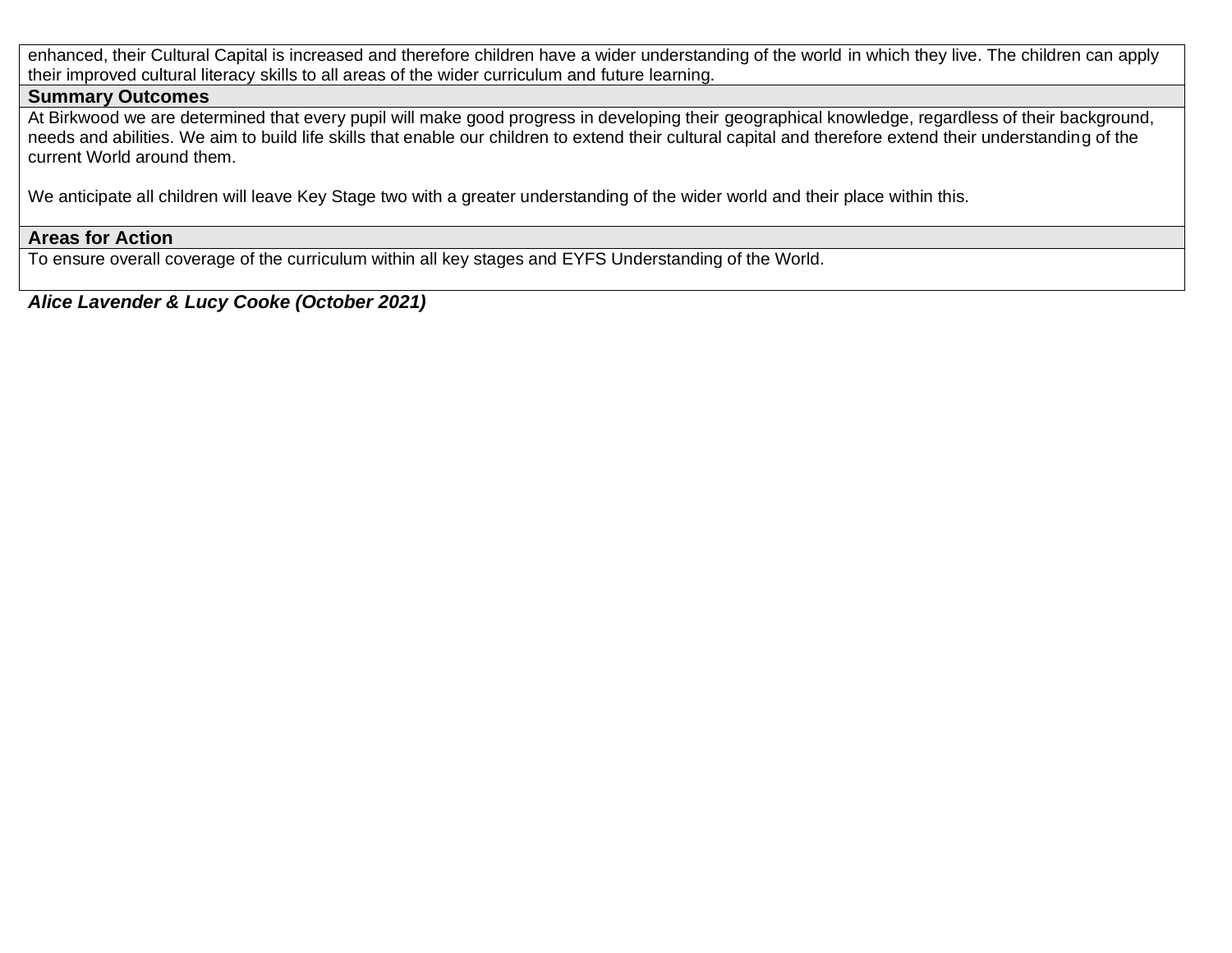| |
|---|
| enhanced, their Cultural Capital is increased and therefore children have a wider understanding of the world in which they live. The children can apply their improved cultural literacy skills to all areas of the wider curriculum and future learning. |
| **Summary Outcomes** |
| At Birkwood we are determined that every pupil will make good progress in developing their geographical knowledge, regardless of their background, needs and abilities. We aim to build life skills that enable our children to extend their cultural capital and therefore extend their understanding of the current World around them.<br><br>We anticipate all children will leave Key Stage two with a greater understanding of the wider world and their place within this. |
| **Areas for Action** |
| To ensure overall coverage of the curriculum within all key stages and EYFS Understanding of the World. |

***Alice Lavender & Lucy Cooke (October 2021)***